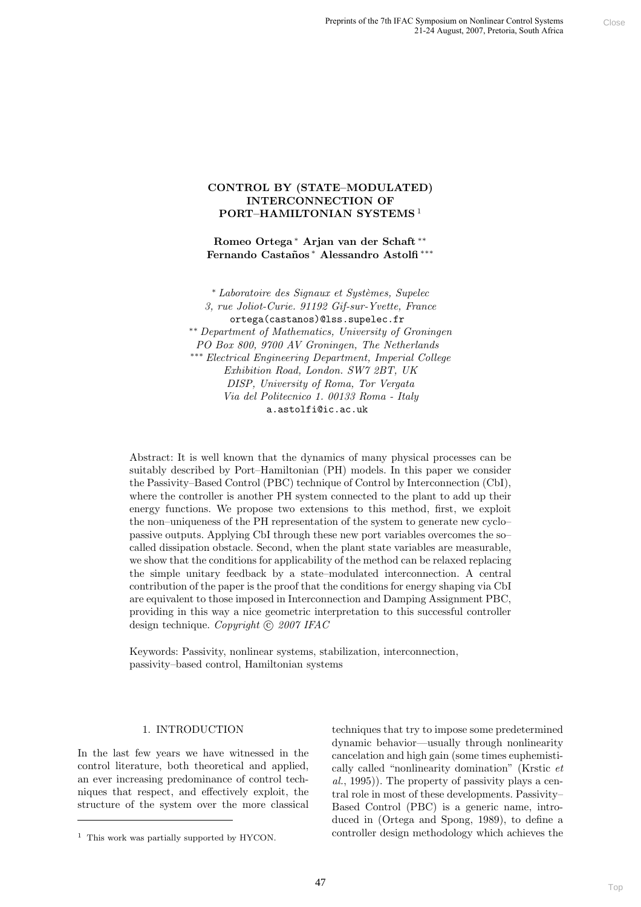# CONTROL BY (STATE–MODULATED) INTERCONNECTION OF PORT–HAMILTONIAN SYSTEMS [1]

**Romeo Ortega** [*] **Arjan van der Schaft** [**] **Fernando Castaños** [*] **Alessandro Astolfi** [***]

[*] *Laboratoire des Signaux et Systèmes, Supelec*
*3, rue Joliot-Curie. 91192 Gif-sur-Yvette, France*
ortega(castanos)@lss.supelec.fr
[**] *Department of Mathematics, University of Groningen*
*PO Box 800, 9700 AV Groningen, The Netherlands*
[***] *Electrical Engineering Department, Imperial College*
*Exhibition Road, London. SW7 2BT, UK*
*DISP, University of Roma, Tor Vergata*
*Via del Politecnico 1. 00133 Roma - Italy*
a.astolfi@ic.ac.uk

Abstract: It is well known that the dynamics of many physical processes can be suitably described by Port–Hamiltonian (PH) models. In this paper we consider the Passivity–Based Control (PBC) technique of Control by Interconnection (CbI), where the controller is another PH system connected to the plant to add up their energy functions. We propose two extensions to this method, first, we exploit the non–uniqueness of the PH representation of the system to generate new cyclo–passive outputs. Applying CbI through these new port variables overcomes the so–called dissipation obstacle. Second, when the plant state variables are measurable, we show that the conditions for applicability of the method can be relaxed replacing the simple unitary feedback by a state–modulated interconnection. A central contribution of the paper is the proof that the conditions for energy shaping via CbI are equivalent to those imposed in Interconnection and Damping Assignment PBC, providing in this way a nice geometric interpretation to this successful controller design technique. *Copyright © 2007 IFAC*

Keywords: Passivity, nonlinear systems, stabilization, interconnection, passivity–based control, Hamiltonian systems

## 1. INTRODUCTION

In the last few years we have witnessed in the control literature, both theoretical and applied, an ever increasing predominance of control techniques that respect, and effectively exploit, the structure of the system over the more classical techniques that try to impose some predetermined dynamic behavior—usually through nonlinearity cancelation and high gain (some times euphemistically called "nonlinearity domination" (Krstic *et al.*, 1995)). The property of passivity plays a central role in most of these developments. Passivity–Based Control (PBC) is a generic name, introduced in (Ortega and Spong, 1989), to define a controller design methodology which achieves the

[1] This work was partially supported by HYCON.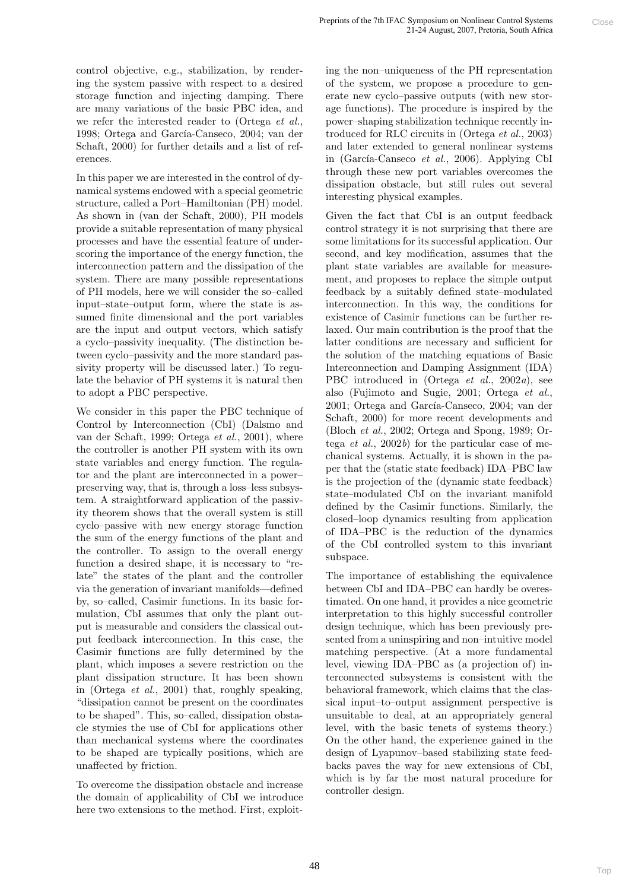control objective, e.g., stabilization, by rendering the system passive with respect to a desired storage function and injecting damping. There are many variations of the basic PBC idea, and we refer the interested reader to (Ortega *et al.*, 1998; Ortega and García-Canseco, 2004; van der Schaft, 2000) for further details and a list of references.

In this paper we are interested in the control of dynamical systems endowed with a special geometric structure, called a Port–Hamiltonian (PH) model. As shown in (van der Schaft, 2000), PH models provide a suitable representation of many physical processes and have the essential feature of underscoring the importance of the energy function, the interconnection pattern and the dissipation of the system. There are many possible representations of PH models, here we will consider the so–called input–state–output form, where the state is assumed finite dimensional and the port variables are the input and output vectors, which satisfy a cyclo–passivity inequality. (The distinction between cyclo–passivity and the more standard passivity property will be discussed later.) To regulate the behavior of PH systems it is natural then to adopt a PBC perspective.

We consider in this paper the PBC technique of Control by Interconnection (CbI) (Dalsmo and van der Schaft, 1999; Ortega *et al.*, 2001), where the controller is another PH system with its own state variables and energy function. The regulator and the plant are interconnected in a power–preserving way, that is, through a loss–less subsystem. A straightforward application of the passivity theorem shows that the overall system is still cyclo–passive with new energy storage function the sum of the energy functions of the plant and the controller. To assign to the overall energy function a desired shape, it is necessary to "relate" the states of the plant and the controller via the generation of invariant manifolds—defined by, so–called, Casimir functions. In its basic formulation, CbI assumes that only the plant output is measurable and considers the classical output feedback interconnection. In this case, the Casimir functions are fully determined by the plant, which imposes a severe restriction on the plant dissipation structure. It has been shown in (Ortega *et al.*, 2001) that, roughly speaking, "dissipation cannot be present on the coordinates to be shaped". This, so–called, dissipation obstacle stymies the use of CbI for applications other than mechanical systems where the coordinates to be shaped are typically positions, which are unaffected by friction.

To overcome the dissipation obstacle and increase the domain of applicability of CbI we introduce here two extensions to the method. First, exploiting the non–uniqueness of the PH representation of the system, we propose a procedure to generate new cyclo–passive outputs (with new storage functions). The procedure is inspired by the power–shaping stabilization technique recently introduced for RLC circuits in (Ortega *et al.*, 2003) and later extended to general nonlinear systems in (García-Canseco *et al.*, 2006). Applying CbI through these new port variables overcomes the dissipation obstacle, but still rules out several interesting physical examples.

Given the fact that CbI is an output feedback control strategy it is not surprising that there are some limitations for its successful application. Our second, and key modification, assumes that the plant state variables are available for measurement, and proposes to replace the simple output feedback by a suitably defined state–modulated interconnection. In this way, the conditions for existence of Casimir functions can be further relaxed. Our main contribution is the proof that the latter conditions are necessary and sufficient for the solution of the matching equations of Basic Interconnection and Damping Assignment (IDA) PBC introduced in (Ortega *et al.*, 2002*a*), see also (Fujimoto and Sugie, 2001; Ortega *et al.*, 2001; Ortega and García-Canseco, 2004; van der Schaft, 2000) for more recent developments and (Bloch *et al.*, 2002; Ortega and Spong, 1989; Ortega *et al.*, 2002*b*) for the particular case of mechanical systems. Actually, it is shown in the paper that the (static state feedback) IDA–PBC law is the projection of the (dynamic state feedback) state–modulated CbI on the invariant manifold defined by the Casimir functions. Similarly, the closed–loop dynamics resulting from application of IDA–PBC is the reduction of the dynamics of the CbI controlled system to this invariant subspace.

The importance of establishing the equivalence between CbI and IDA–PBC can hardly be overestimated. On one hand, it provides a nice geometric interpretation to this highly successful controller design technique, which has been previously presented from a uninspiring and non–intuitive model matching perspective. (At a more fundamental level, viewing IDA–PBC as (a projection of) interconnected subsystems is consistent with the behavioral framework, which claims that the classical input–to–output assignment perspective is unsuitable to deal, at an appropriately general level, with the basic tenets of systems theory.) On the other hand, the experience gained in the design of Lyapunov–based stabilizing state feedbacks paves the way for new extensions of CbI, which is by far the most natural procedure for controller design.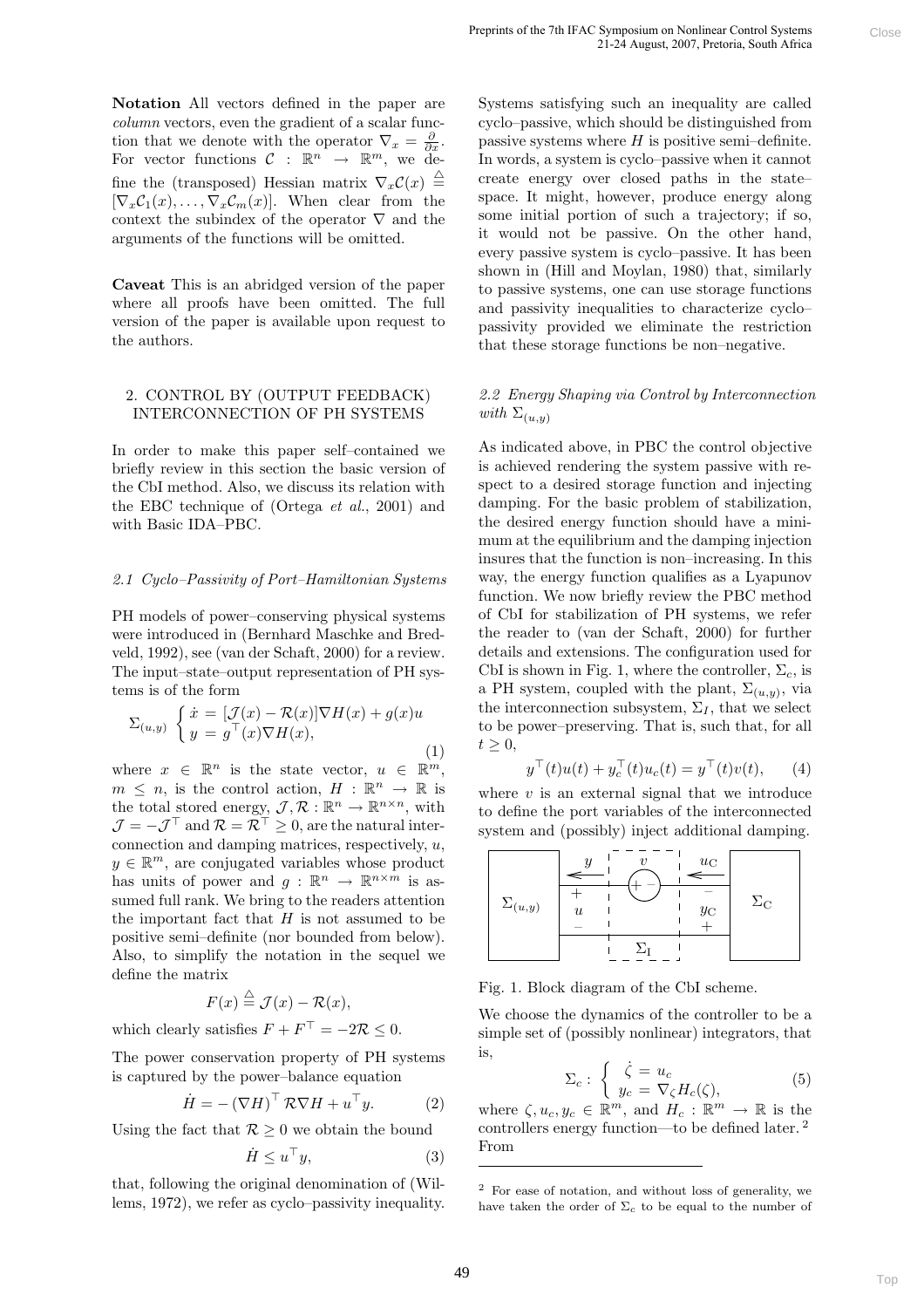**Notation** All vectors defined in the paper are *column* vectors, even the gradient of a scalar function that we denote with the operator $\nabla_x = \frac{\partial}{\partial x}$. For vector functions $\mathcal{C} : \mathbb{R}^n \to \mathbb{R}^m$, we define the (transposed) Hessian matrix $\nabla_x \mathcal{C}(x) \triangleq [\nabla_x \mathcal{C}_1(x), \ldots, \nabla_x \mathcal{C}_m(x)]$. When clear from the context the subindex of the operator $\nabla$ and the arguments of the functions will be omitted.

**Caveat** This is an abridged version of the paper where all proofs have been omitted. The full version of the paper is available upon request to the authors.

## 2. CONTROL BY (OUTPUT FEEDBACK) INTERCONNECTION OF PH SYSTEMS

In order to make this paper self–contained we briefly review in this section the basic version of the CbI method. Also, we discuss its relation with the EBC technique of (Ortega *et al.*, 2001) and with Basic IDA–PBC.

### *2.1 Cyclo–Passivity of Port–Hamiltonian Systems*

PH models of power–conserving physical systems were introduced in (Bernhard Maschke and Bredveld, 1992), see (van der Schaft, 2000) for a review. The input–state–output representation of PH systems is of the form

$$\Sigma_{(u,y)} \begin{cases} \dot{x} = [\mathcal{J}(x) - \mathcal{R}(x)]\nabla H(x) + g(x)u \\ y = g^\top(x)\nabla H(x), \end{cases} \tag{1}$$

where $x \in \mathbb{R}^n$ is the state vector, $u \in \mathbb{R}^m$, $m \leq n$, is the control action, $H : \mathbb{R}^n \to \mathbb{R}$ is the total stored energy, $\mathcal{J}, \mathcal{R} : \mathbb{R}^n \to \mathbb{R}^{n \times n}$, with $\mathcal{J} = -\mathcal{J}^\top$ and $\mathcal{R} = \mathcal{R}^\top \geq 0$, are the natural interconnection and damping matrices, respectively, $u$, $y \in \mathbb{R}^m$, are conjugated variables whose product has units of power and $g : \mathbb{R}^n \to \mathbb{R}^{n \times m}$ is assumed full rank. We bring to the readers attention the important fact that $H$ is not assumed to be positive semi–definite (nor bounded from below). Also, to simplify the notation in the sequel we define the matrix

$$F(x) \triangleq \mathcal{J}(x) - \mathcal{R}(x),$$

which clearly satisfies $F + F^\top = -2\mathcal{R} \leq 0$.

The power conservation property of PH systems is captured by the power–balance equation

$$\dot{H} = -(\nabla H)^\top \mathcal{R} \nabla H + u^\top y. \tag{2}$$

Using the fact that $\mathcal{R} \geq 0$ we obtain the bound

$$\dot{H} \leq u^\top y, \tag{3}$$

that, following the original denomination of (Willems, 1972), we refer as cyclo–passivity inequality. Systems satisfying such an inequality are called cyclo–passive, which should be distinguished from passive systems where $H$ is positive semi–definite. In words, a system is cyclo–passive when it cannot create energy over closed paths in the state–space. It might, however, produce energy along some initial portion of such a trajectory; if so, it would not be passive. On the other hand, every passive system is cyclo–passive. It has been shown in (Hill and Moylan, 1980) that, similarly to passive systems, one can use storage functions and passivity inequalities to characterize cyclo–passivity provided we eliminate the restriction that these storage functions be non–negative.

### *2.2 Energy Shaping via Control by Interconnection with $\Sigma_{(u,y)}$*

As indicated above, in PBC the control objective is achieved rendering the system passive with respect to a desired storage function and injecting damping. For the basic problem of stabilization, the desired energy function should have a minimum at the equilibrium and the damping injection insures that the function is non–increasing. In this way, the energy function qualifies as a Lyapunov function. We now briefly review the PBC method of CbI for stabilization of PH systems, we refer the reader to (van der Schaft, 2000) for further details and extensions. The configuration used for CbI is shown in Fig. 1, where the controller, $\Sigma_c$, is a PH system, coupled with the plant, $\Sigma_{(u,y)}$, via the interconnection subsystem, $\Sigma_I$, that we select to be power–preserving. That is, such that, for all $t \geq 0$,

$$y^\top(t)u(t) + y_c^\top(t)u_c(t) = y^\top(t)v(t), \tag{4}$$

where $v$ is an external signal that we introduce to define the port variables of the interconnected system and (possibly) inject additional damping.

Fig. 1. Block diagram of the CbI scheme.

We choose the dynamics of the controller to be a simple set of (possibly nonlinear) integrators, that is,

$$\Sigma_c : \begin{cases} \dot{\zeta} = u_c \\ y_c = \nabla_\zeta H_c(\zeta), \end{cases} \tag{5}$$

where $\zeta, u_c, y_c \in \mathbb{R}^m$, and $H_c : \mathbb{R}^m \to \mathbb{R}$ is the controllers energy function—to be defined later. [2] From

[2] For ease of notation, and without loss of generality, we have taken the order of $\Sigma_c$ to be equal to the number of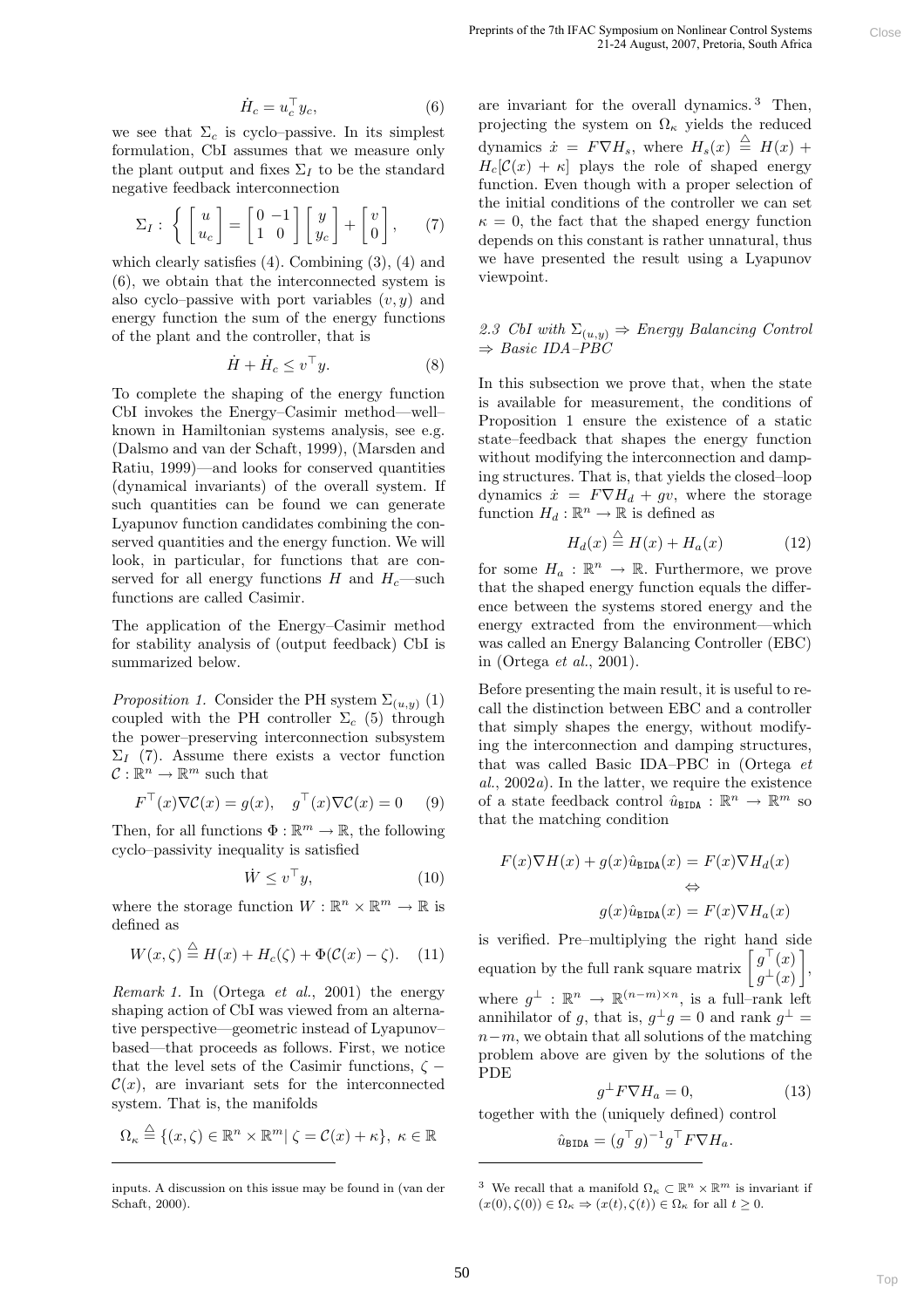$$\dot{H}_c = u_c^\top y_c, \tag{6}$$

we see that $\Sigma_c$ is cyclo–passive. In its simplest formulation, CbI assumes that we measure only the plant output and fixes $\Sigma_I$ to be the standard negative feedback interconnection

$$\Sigma_I : \left\{ \begin{bmatrix} u \\ u_c \end{bmatrix} = \begin{bmatrix} 0 & -1 \\ 1 & 0 \end{bmatrix} \begin{bmatrix} y \\ y_c \end{bmatrix} + \begin{bmatrix} v \\ 0 \end{bmatrix}, \right. \tag{7}$$

which clearly satisfies (4). Combining (3), (4) and (6), we obtain that the interconnected system is also cyclo–passive with port variables $(v, y)$ and energy function the sum of the energy functions of the plant and the controller, that is

$$\dot{H} + \dot{H}_c \leq v^\top y. \tag{8}$$

To complete the shaping of the energy function CbI invokes the Energy–Casimir method—well–known in Hamiltonian systems analysis, see e.g. (Dalsmo and van der Schaft, 1999), (Marsden and Ratiu, 1999)—and looks for conserved quantities (dynamical invariants) of the overall system. If such quantities can be found we can generate Lyapunov function candidates combining the conserved quantities and the energy function. We will look, in particular, for functions that are conserved for all energy functions $H$ and $H_c$—such functions are called Casimir.

The application of the Energy–Casimir method for stability analysis of (output feedback) CbI is summarized below.

*Proposition 1.* Consider the PH system $\Sigma_{(u,y)}$ (1) coupled with the PH controller $\Sigma_c$ (5) through the power–preserving interconnection subsystem $\Sigma_I$ (7). Assume there exists a vector function $\mathcal{C} : \mathbb{R}^n \to \mathbb{R}^m$ such that

$$F^\top(x)\nabla\mathcal{C}(x) = g(x), \quad g^\top(x)\nabla\mathcal{C}(x) = 0 \tag{9}$$

Then, for all functions $\Phi : \mathbb{R}^m \to \mathbb{R}$, the following cyclo–passivity inequality is satisfied

$$\dot{W} \leq v^\top y, \tag{10}$$

where the storage function $W : \mathbb{R}^n \times \mathbb{R}^m \to \mathbb{R}$ is defined as

$$W(x, \zeta) \stackrel{\triangle}{=} H(x) + H_c(\zeta) + \Phi(\mathcal{C}(x) - \zeta). \tag{11}$$

*Remark 1.* In (Ortega *et al.*, 2001) the energy shaping action of CbI was viewed from an alternative perspective—geometric instead of Lyapunov–based—that proceeds as follows. First, we notice that the level sets of the Casimir functions, $\zeta - \mathcal{C}(x)$, are invariant sets for the interconnected system. That is, the manifolds

$$\Omega_\kappa \stackrel{\triangle}{=} \{(x, \zeta) \in \mathbb{R}^n \times \mathbb{R}^m | \ \zeta = \mathcal{C}(x) + \kappa\}, \ \kappa \in \mathbb{R}$$

are invariant for the overall dynamics.[3] Then, projecting the system on $\Omega_\kappa$ yields the reduced dynamics $\dot{x} = F\nabla H_s$, where $H_s(x) \stackrel{\triangle}{=} H(x) + H_c[\mathcal{C}(x) + \kappa]$ plays the role of shaped energy function. Even though with a proper selection of the initial conditions of the controller we can set $\kappa = 0$, the fact that the shaped energy function depends on this constant is rather unnatural, thus we have presented the result using a Lyapunov viewpoint.

### *2.3 CbI with $\Sigma_{(u,y)} \Rightarrow$ Energy Balancing Control $\Rightarrow$ Basic IDA–PBC*

In this subsection we prove that, when the state is available for measurement, the conditions of Proposition 1 ensure the existence of a static state–feedback that shapes the energy function without modifying the interconnection and damping structures. That is, that yields the closed–loop dynamics $\dot{x} = F\nabla H_d + gv$, where the storage function $H_d : \mathbb{R}^n \to \mathbb{R}$ is defined as

$$H_d(x) \stackrel{\triangle}{=} H(x) + H_a(x) \tag{12}$$

for some $H_a : \mathbb{R}^n \to \mathbb{R}$. Furthermore, we prove that the shaped energy function equals the difference between the systems stored energy and the energy extracted from the environment—which was called an Energy Balancing Controller (EBC) in (Ortega *et al.*, 2001).

Before presenting the main result, it is useful to recall the distinction between EBC and a controller that simply shapes the energy, without modifying the interconnection and damping structures, that was called Basic IDA–PBC in (Ortega *et al.*, 2002*a*). In the latter, we require the existence of a state feedback control $\hat{u}_{\mathtt{BIDA}} : \mathbb{R}^n \to \mathbb{R}^m$ so that the matching condition

$$F(x)\nabla H(x) + g(x)\hat{u}_{\mathtt{BIDA}}(x) = F(x)\nabla H_d(x)$$
$$\Leftrightarrow$$
$$g(x)\hat{u}_{\mathtt{BIDA}}(x) = F(x)\nabla H_a(x)$$

is verified. Pre–multiplying the right hand side equation by the full rank square matrix $\begin{bmatrix} g^\top(x) \\ g^\perp(x) \end{bmatrix}$, where $g^\perp : \mathbb{R}^n \to \mathbb{R}^{(n-m)\times n}$, is a full–rank left annihilator of $g$, that is, $g^\perp g = 0$ and rank $g^\perp = n - m$, we obtain that all solutions of the matching problem above are given by the solutions of the PDE

$$g^\perp F\nabla H_a = 0, \tag{13}$$

together with the (uniquely defined) control

$$\hat{u}_{\mathtt{BIDA}} = (g^\top g)^{-1} g^\top F\nabla H_a.$$

---

inputs. A discussion on this issue may be found in (van der Schaft, 2000).

[3] We recall that a manifold $\Omega_\kappa \subset \mathbb{R}^n \times \mathbb{R}^m$ is invariant if $(x(0), \zeta(0)) \in \Omega_\kappa \Rightarrow (x(t), \zeta(t)) \in \Omega_\kappa$ for all $t \geq 0$.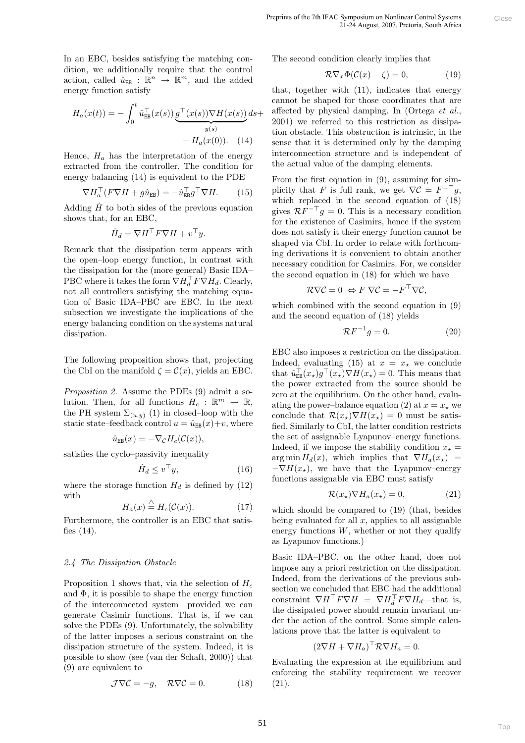In an EBC, besides satisfying the matching condition, we additionally require that the control action, called $\hat{u}_{\mathtt{EB}} : \mathbb{R}^n \to \mathbb{R}^m$, and the added energy function satisfy

$$H_a(x(t)) = -\int_0^t \hat{u}_{\mathtt{EB}}^\top(x(s)) \underbrace{g^\top(x(s))\nabla H(x(s))}_{y(s)} ds + H_a(x(0)). \quad (14)$$

Hence, $H_a$ has the interpretation of the energy extracted from the controller. The condition for energy balancing (14) is equivalent to the PDE

$$\nabla H_a^\top (F\nabla H + g\hat{u}_{\mathtt{EB}}) = -\hat{u}_{\mathtt{EB}}^\top g^\top \nabla H. \quad (15)$$

Adding $\dot{H}$ to both sides of the previous equation shows that, for an EBC,

$$\dot{H}_d = \nabla H^\top F \nabla H + v^\top y.$$

Remark that the dissipation term appears with the open–loop energy function, in contrast with the dissipation for the (more general) Basic IDA–PBC where it takes the form $\nabla H_d^\top F \nabla H_d$. Clearly, not all controllers satisfying the matching equation of Basic IDA–PBC are EBC. In the next subsection we investigate the implications of the energy balancing condition on the systems natural dissipation.

The following proposition shows that, projecting the CbI on the manifold $\zeta = \mathcal{C}(x)$, yields an EBC.

*Proposition 2.* Assume the PDEs (9) admit a solution. Then, for all functions $H_c : \mathbb{R}^m \to \mathbb{R}$, the PH system $\Sigma_{(u,y)}$ (1) in closed–loop with the static state–feedback control $u = \hat{u}_{\mathtt{EB}}(x) + v$, where

$$\hat{u}_{\mathtt{EB}}(x) = -\nabla_{\mathcal{C}} H_c(\mathcal{C}(x)),$$

satisfies the cyclo–passivity inequality

$$\dot{H}_d \le v^\top y, \quad (16)$$

where the storage function $H_d$ is defined by (12) with

$$H_a(x) \stackrel{\triangle}{=} H_c(\mathcal{C}(x)). \quad (17)$$

Furthermore, the controller is an EBC that satisfies (14).

### 2.4 The Dissipation Obstacle

Proposition 1 shows that, via the selection of $H_c$ and $\Phi$, it is possible to shape the energy function of the interconnected system—provided we can generate Casimir functions. That is, if we can solve the PDEs (9). Unfortunately, the solvability of the latter imposes a serious constraint on the dissipation structure of the system. Indeed, it is possible to show (see (van der Schaft, 2000)) that (9) are equivalent to

$$\mathcal{J}\nabla\mathcal{C} = -g, \quad \mathcal{R}\nabla\mathcal{C} = 0. \quad (18)$$

The second condition clearly implies that

$$\mathcal{R}\nabla_x \Phi(\mathcal{C}(x) - \zeta) = 0, \quad (19)$$

that, together with (11), indicates that energy cannot be shaped for those coordinates that are affected by physical damping. In (Ortega *et al.*, 2001) we referred to this restriction as dissipation obstacle. This obstruction is intrinsic, in the sense that it is determined only by the damping interconnection structure and is independent of the actual value of the damping elements.

From the first equation in (9), assuming for simplicity that $F$ is full rank, we get $\nabla\mathcal{C} = F^{-\top} g$, which replaced in the second equation of (18) gives $\mathcal{R}F^{-\top}g = 0$. This is a necessary condition for the existence of Casimirs, hence if the system does not satisfy it their energy function cannot be shaped via CbI. In order to relate with forthcoming derivations it is convenient to obtain another necessary condition for Casimirs. For, we consider the second equation in (18) for which we have

$$\mathcal{R}\nabla\mathcal{C} = 0 \;\Leftrightarrow F\,\nabla\mathcal{C} = -F^\top \nabla\mathcal{C},$$

which combined with the second equation in (9) and the second equation of (18) yields

$$\mathcal{R}F^{-1}g = 0. \quad (20)$$

EBC also imposes a restriction on the dissipation. Indeed, evaluating (15) at $x = x_\star$ we conclude that $\hat{u}_{\mathtt{EB}}^\top(x_\star) g^\top(x_\star)\nabla H(x_\star) = 0$. This means that the power extracted from the source should be zero at the equilibrium. On the other hand, evaluating the power–balance equation (2) at $x = x_\star$ we conclude that $\mathcal{R}(x_\star)\nabla H(x_\star) = 0$ must be satisfied. Similarly to CbI, the latter condition restricts the set of assignable Lyapunov–energy functions. Indeed, if we impose the stability condition $x_\star = \arg\min H_d(x)$, which implies that $\nabla H_a(x_\star) = -\nabla H(x_\star)$, we have that the Lyapunov–energy functions assignable via EBC must satisfy

$$\mathcal{R}(x_\star)\nabla H_a(x_\star) = 0, \quad (21)$$

which should be compared to (19) (that, besides being evaluated for all $x$, applies to all assignable energy functions $W$, whether or not they qualify as Lyapunov functions.)

Basic IDA–PBC, on the other hand, does not impose any a priori restriction on the dissipation. Indeed, from the derivations of the previous subsection we concluded that EBC had the additional constraint $\nabla H^\top F \nabla H = \nabla H_d^\top F \nabla H_d$—that is, the dissipated power should remain invariant under the action of the control. Some simple calculations prove that the latter is equivalent to

$$(2\nabla H + \nabla H_a)^\top \mathcal{R}\nabla H_a = 0.$$

Evaluating the expression at the equilibrium and enforcing the stability requirement we recover (21).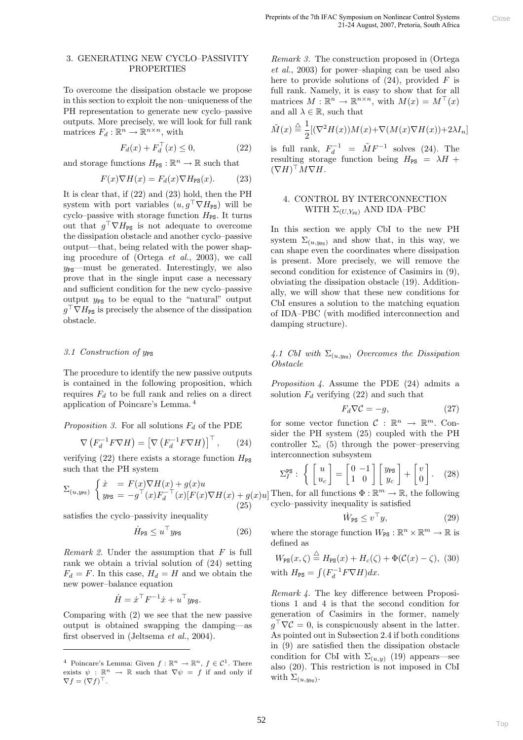## 3. GENERATING NEW CYCLO–PASSIVITY PROPERTIES

To overcome the dissipation obstacle we propose in this section to exploit the non–uniqueness of the PH representation to generate new cyclo–passive outputs. More precisely, we will look for full rank matrices $F_d : \mathbb{R}^n \to \mathbb{R}^{n \times n}$, with

$$F_d(x) + F_d^\top(x) \leq 0, \tag{22}$$

and storage functions $H_{\tt PS} : \mathbb{R}^n \to \mathbb{R}$ such that

$$F(x)\nabla H(x) = F_d(x)\nabla H_{\tt PS}(x). \tag{23}$$

It is clear that, if (22) and (23) hold, then the PH system with port variables $(u, g^\top \nabla H_{\tt PS})$ will be cyclo–passive with storage function $H_{\tt PS}$. It turns out that $g^\top \nabla H_{\tt PS}$ is not adequate to overcome the dissipation obstacle and another cyclo–passive output—that, being related with the power shaping procedure of (Ortega *et al.*, 2003), we call $y_{\tt PS}$—must be generated. Interestingly, we also prove that in the single input case a necessary and sufficient condition for the new cyclo–passive output $y_{\tt PS}$ to be equal to the "natural" output $g^\top \nabla H_{\tt PS}$ is precisely the absence of the dissipation obstacle.

### 3.1 Construction of $y_{\tt PS}$

The procedure to identify the new passive outputs is contained in the following proposition, which requires $F_d$ to be full rank and relies on a direct application of Poincare's Lemma.[4]

*Proposition 3.* For all solutions $F_d$ of the PDE

$$\nabla\left(F_d^{-1}F\nabla H\right) = \left[\nabla\left(F_d^{-1}F\nabla H\right)\right]^\top, \tag{24}$$

verifying (22) there exists a storage function $H_{\tt PS}$ such that the PH system

$$\Sigma_{(u,y_{\tt PS})} \begin{cases} \dot{x} &= F(x)\nabla H(x) + g(x)u \\ y_{\tt PS} &= -g^\top(x)F_d^{-1\,\top}(x)[F(x)\nabla H(x) + g(x)u] \end{cases} \tag{25}$$

satisfies the cyclo–passivity inequality

$$\dot{H}_{\tt PS} \leq u^\top y_{\tt PS} \tag{26}$$

*Remark 2.* Under the assumption that $F$ is full rank we obtain a trivial solution of (24) setting $F_d = F$. In this case, $H_d = H$ and we obtain the new power–balance equation

$$\dot{H} = \dot{x}^\top F^{-1}\dot{x} + u^\top y_{\tt PS}.$$

Comparing with (2) we see that the new passive output is obtained swapping the damping—as first observed in (Jeltsema *et al.*, 2004).

[4] Poincare's Lemma: Given $f : \mathbb{R}^n \to \mathbb{R}^n$, $f \in \mathcal{C}^1$. There exists $\psi : \mathbb{R}^n \to \mathbb{R}$ such that $\nabla\psi = f$ if and only if $\nabla f = (\nabla f)^\top$.

*Remark 3.* The construction proposed in (Ortega *et al.*, 2003) for power–shaping can be used also here to provide solutions of (24), provided $F$ is full rank. Namely, it is easy to show that for all matrices $M : \mathbb{R}^n \to \mathbb{R}^{n \times n}$, with $M(x) = M^\top(x)$ and all $\lambda \in \mathbb{R}$, such that

$$\tilde{M}(x) \triangleq \frac{1}{2}[(\nabla^2 H(x))M(x) + \nabla(M(x)\nabla H(x)) + 2\lambda I_n]$$

is full rank, $F_d^{-1} = \tilde{M}F^{-1}$ solves (24). The resulting storage function being $H_{\tt PS} = \lambda H + (\nabla H)^\top M \nabla H$.

## 4. CONTROL BY INTERCONNECTION WITH $\Sigma_{(U,Y_{\tt PS})}$ AND IDA–PBC

In this section we apply CbI to the new PH system $\Sigma_{(u,y_{\tt PS})}$ and show that, in this way, we can shape even the coordinates where dissipation is present. More precisely, we will remove the second condition for existence of Casimirs in (9), obviating the dissipation obstacle (19). Additionally, we will show that these new conditions for CbI ensures a solution to the matching equation of IDA–PBC (with modified interconnection and damping structure).

### 4.1 CbI with $\Sigma_{(u,y_{\tt PS})}$ Overcomes the Dissipation Obstacle

*Proposition 4.* Assume the PDE (24) admits a solution $F_d$ verifying (22) and such that

$$F_d \nabla \mathcal{C} = -g, \tag{27}$$

for some vector function $\mathcal{C} : \mathbb{R}^n \to \mathbb{R}^m$. Consider the PH system (25) coupled with the PH controller $\Sigma_c$ (5) through the power–preserving interconnection subsystem

$$\Sigma_I^{\tt PS} : \left\{ \begin{bmatrix} u \\ u_c \end{bmatrix} = \begin{bmatrix} 0 & -1 \\ 1 & 0 \end{bmatrix} \begin{bmatrix} y_{\tt PS} \\ y_c \end{bmatrix} + \begin{bmatrix} v \\ 0 \end{bmatrix} \right. . \tag{28}$$

Then, for all functions $\Phi : \mathbb{R}^m \to \mathbb{R}$, the following cyclo–passivity inequality is satisfied

$$\dot{W}_{\tt PS} \leq v^\top y, \tag{29}$$

where the storage function $W_{\tt PS} : \mathbb{R}^n \times \mathbb{R}^m \to \mathbb{R}$ is defined as

$$W_{\tt PS}(x,\zeta) \triangleq H_{\tt PS}(x) + H_c(\zeta) + \Phi(\mathcal{C}(x) - \zeta), \tag{30}$$

with $H_{\tt PS} = \int (F_d^{-1}F\nabla H)dx$.

*Remark 4.* The key difference between Propositions 1 and 4 is that the second condition for generation of Casimirs in the former, namely $g^\top \nabla \mathcal{C} = 0$, is conspicuously absent in the latter. As pointed out in Subsection 2.4 if both conditions in (9) are satisfied then the dissipation obstacle condition for CbI with $\Sigma_{(u,y)}$ (19) appears—see also (20). This restriction is not imposed in CbI with $\Sigma_{(u,y_{\tt PS})}$.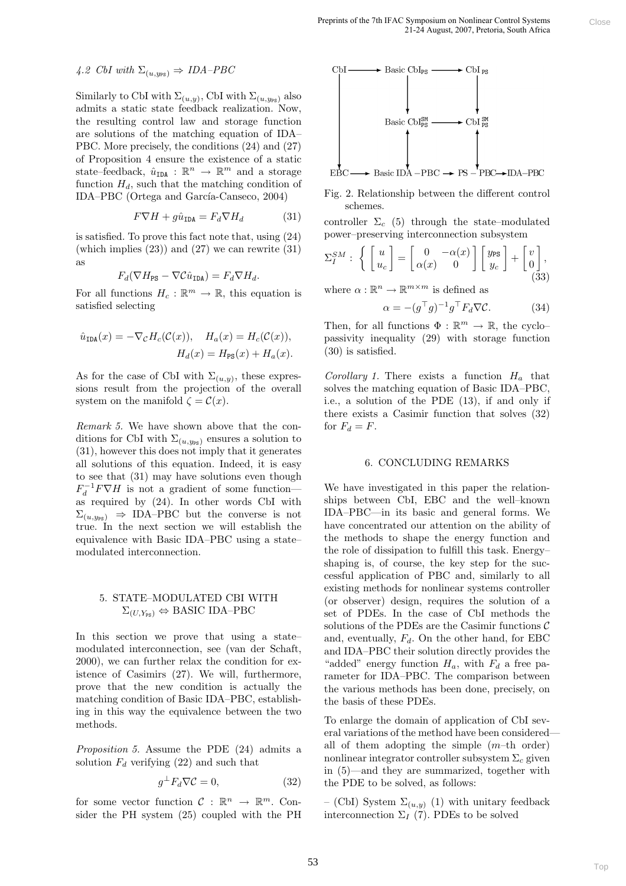### 4.2 CbI with $\Sigma_{(u,y_{\mathtt{PS}})} \Rightarrow$ IDA–PBC

Similarly to CbI with $\Sigma_{(u,y)}$, CbI with $\Sigma_{(u,y_{\mathtt{PS}})}$ also admits a static state feedback realization. Now, the resulting control law and storage function are solutions of the matching equation of IDA–PBC. More precisely, the conditions (24) and (27) of Proposition 4 ensure the existence of a static state–feedback, $\hat{u}_{\mathtt{IDA}} : \mathbb{R}^n \to \mathbb{R}^m$ and a storage function $H_d$, such that the matching condition of IDA–PBC (Ortega and García-Canseco, 2004)

$$F\nabla H + g\hat{u}_{\mathtt{IDA}} = F_d \nabla H_d \tag{31}$$

is satisfied. To prove this fact note that, using (24) (which implies (23)) and (27) we can rewrite (31) as

$$F_d(\nabla H_{\mathtt{PS}} - \nabla \mathcal{C} \hat{u}_{\mathtt{IDA}}) = F_d \nabla H_d.$$

For all functions $H_c : \mathbb{R}^m \to \mathbb{R}$, this equation is satisfied selecting

$$\hat{u}_{\mathtt{IDA}}(x) = -\nabla_{\mathcal{C}} H_c(\mathcal{C}(x)), \quad H_a(x) = H_c(\mathcal{C}(x)),$$
$$H_d(x) = H_{\mathtt{PS}}(x) + H_a(x).$$

As for the case of CbI with $\Sigma_{(u,y)}$, these expressions result from the projection of the overall system on the manifold $\zeta = \mathcal{C}(x)$.

*Remark 5.* We have shown above that the conditions for CbI with $\Sigma_{(u,y_{\mathtt{PS}})}$ ensures a solution to (31), however this does not imply that it generates all solutions of this equation. Indeed, it is easy to see that (31) may have solutions even though $F_d^{-1} F \nabla H$ is not a gradient of some function—as required by (24). In other words CbI with $\Sigma_{(u,y_{\mathtt{PS}})} \Rightarrow$ IDA–PBC but the converse is not true. In the next section we will establish the equivalence with Basic IDA–PBC using a state–modulated interconnection.

## 5. STATE–MODULATED CBI WITH $\Sigma_{(U,Y_{\mathtt{PS}})} \Leftrightarrow$ BASIC IDA–PBC

In this section we prove that using a state–modulated interconnection, see (van der Schaft, 2000), we can further relax the condition for existence of Casimirs (27). We will, furthermore, prove that the new condition is actually the matching condition of Basic IDA–PBC, establishing in this way the equivalence between the two methods.

*Proposition 5.* Assume the PDE (24) admits a solution $F_d$ verifying (22) and such that

$$g^{\perp} F_d \nabla \mathcal{C} = 0, \tag{32}$$

for some vector function $\mathcal{C} : \mathbb{R}^n \to \mathbb{R}^m$. Consider the PH system (25) coupled with the PH controller $\Sigma_c$ (5) through the state–modulated power–preserving interconnection subsystem

$$\Sigma_I^{SM} : \left\{ \begin{bmatrix} u \\ u_c \end{bmatrix} = \begin{bmatrix} 0 & -\alpha(x) \\ \alpha(x) & 0 \end{bmatrix} \begin{bmatrix} y_{\mathtt{PS}} \\ y_c \end{bmatrix} + \begin{bmatrix} v \\ 0 \end{bmatrix}, \right. \tag{33}$$

where $\alpha : \mathbb{R}^n \to \mathbb{R}^{m \times m}$ is defined as

$$\alpha = -(g^\top g)^{-1} g^\top F_d \nabla \mathcal{C}. \tag{34}$$

Then, for all functions $\Phi : \mathbb{R}^m \to \mathbb{R}$, the cyclo–passivity inequality (29) with storage function (30) is satisfied.

CbI ⟶ Basic $\text{CbI}_{\mathtt{PS}}$ ⟶ $\text{CbI}_{\mathtt{PS}}$; Basic $\text{CbI}^{\mathtt{SM}}_{\mathtt{PS}}$ ⟶ $\text{CbI}^{\mathtt{SM}}_{\mathtt{PS}}$; EBC ⟶ Basic IDA–PBC ⟶ PS – PBC ⟶ IDA–PBC

Fig. 2. Relationship between the different control schemes.

*Corollary 1.* There exists a function $H_a$ that solves the matching equation of Basic IDA–PBC, i.e., a solution of the PDE (13), if and only if there exists a Casimir function that solves (32) for $F_d = F$.

## 6. CONCLUDING REMARKS

We have investigated in this paper the relationships between CbI, EBC and the well–known IDA–PBC—in its basic and general forms. We have concentrated our attention on the ability of the methods to shape the energy function and the role of dissipation to fulfill this task. Energy–shaping is, of course, the key step for the successful application of PBC and, similarly to all existing methods for nonlinear systems controller (or observer) design, requires the solution of a set of PDEs. In the case of CbI methods the solutions of the PDEs are the Casimir functions $\mathcal{C}$ and, eventually, $F_d$. On the other hand, for EBC and IDA–PBC their solution directly provides the "added" energy function $H_a$, with $F_d$ a free parameter for IDA–PBC. The comparison between the various methods has been done, precisely, on the basis of these PDEs.

To enlarge the domain of application of CbI several variations of the method have been considered—all of them adopting the simple ($m$–th order) nonlinear integrator controller subsystem $\Sigma_c$ given in (5)—and they are summarized, together with the PDE to be solved, as follows:

– (CbI) System $\Sigma_{(u,y)}$ (1) with unitary feedback interconnection $\Sigma_I$ (7). PDEs to be solved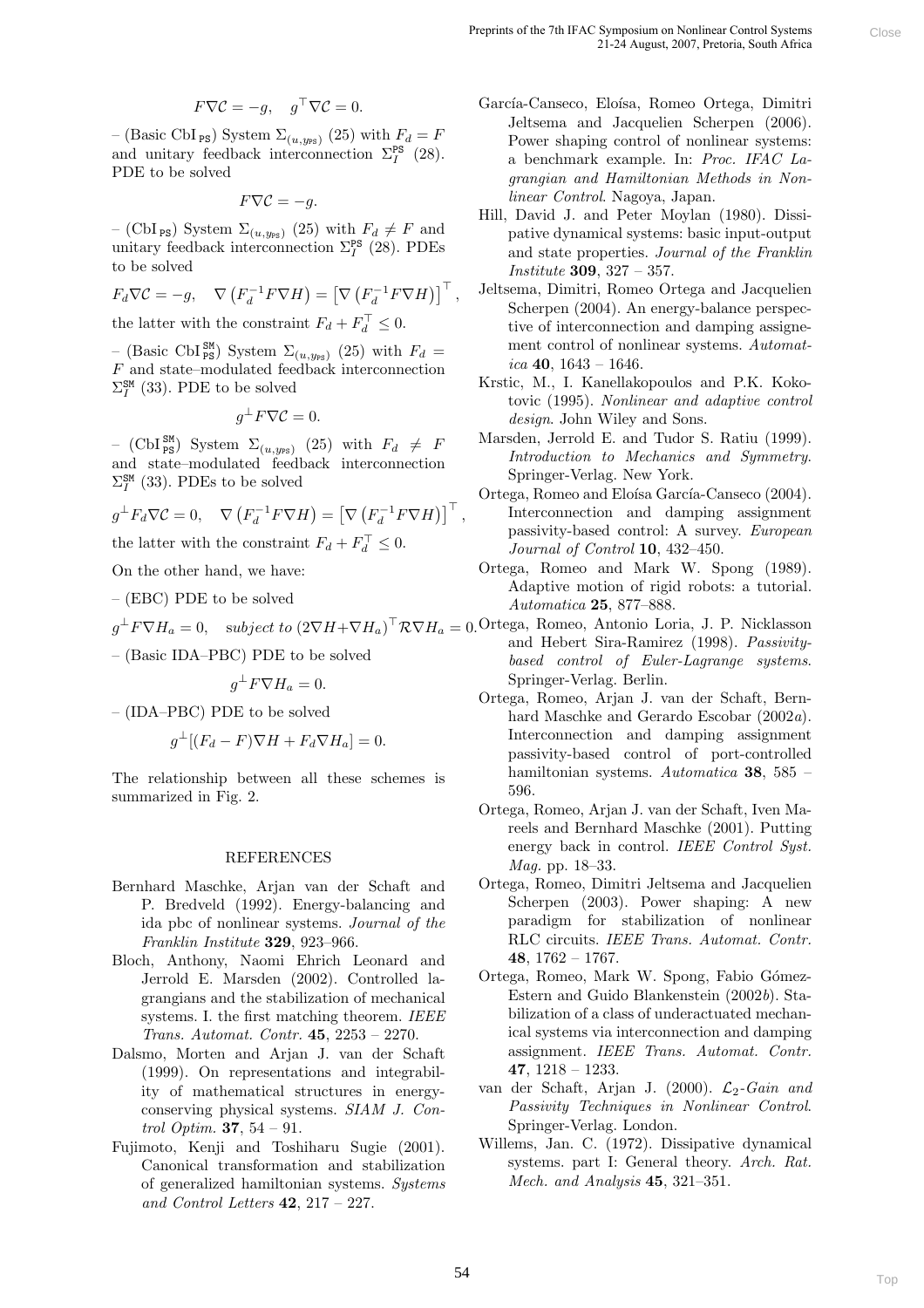$$F\nabla\mathcal{C} = -g, \quad g^\top \nabla\mathcal{C} = 0.$$

– (Basic CbI $_{\mathtt{PS}}$) System $\Sigma_{(u,y_{\mathtt{PS}})}$ (25) with $F_d = F$ and unitary feedback interconnection $\Sigma_I^{\mathtt{PS}}$ (28). PDE to be solved

$$F\nabla\mathcal{C} = -g.$$

– (CbI $_{\mathtt{PS}}$) System $\Sigma_{(u,y_{\mathtt{PS}})}$ (25) with $F_d \neq F$ and unitary feedback interconnection $\Sigma_I^{\mathtt{PS}}$ (28). PDEs to be solved

$$F_d\nabla\mathcal{C} = -g, \quad \nabla\left(F_d^{-1}F\nabla H\right) = \left[\nabla\left(F_d^{-1}F\nabla H\right)\right]^\top,$$

the latter with the constraint $F_d + F_d^\top \leq 0$.

– (Basic CbI$_{\mathtt{PS}}^{\mathtt{SM}}$) System $\Sigma_{(u,y_{\mathtt{PS}})}$ (25) with $F_d = F$ and state–modulated feedback interconnection $\Sigma_I^{\mathtt{SM}}$ (33). PDE to be solved

$$g^\perp F\nabla\mathcal{C} = 0.$$

– (CbI$_{\mathtt{PS}}^{\mathtt{SM}}$) System $\Sigma_{(u,y_{\mathtt{PS}})}$ (25) with $F_d \neq F$ and state–modulated feedback interconnection $\Sigma_I^{\mathtt{SM}}$ (33). PDEs to be solved

$$g^\perp F_d\nabla\mathcal{C} = 0, \quad \nabla\left(F_d^{-1}F\nabla H\right) = \left[\nabla\left(F_d^{-1}F\nabla H\right)\right]^\top,$$

the latter with the constraint $F_d + F_d^\top \leq 0$.

On the other hand, we have:

– (EBC) PDE to be solved

$$g^\perp F\nabla H_a = 0, \quad \textit{subject to } (2\nabla H + \nabla H_a)^\top \mathcal{R}\nabla H_a = 0.$$

– (Basic IDA–PBC) PDE to be solved

$$g^\perp F\nabla H_a = 0.$$

– (IDA–PBC) PDE to be solved

$$g^\perp[(F_d - F)\nabla H + F_d\nabla H_a] = 0.$$

The relationship between all these schemes is summarized in Fig. 2.

## REFERENCES

- Bernhard Maschke, Arjan van der Schaft and P. Bredveld (1992). Energy-balancing and ida pbc of nonlinear systems. *Journal of the Franklin Institute* **329**, 923–966.
- Bloch, Anthony, Naomi Ehrich Leonard and Jerrold E. Marsden (2002). Controlled lagrangians and the stabilization of mechanical systems. I. the first matching theorem. *IEEE Trans. Automat. Contr.* **45**, 2253 – 2270.
- Dalsmo, Morten and Arjan J. van der Schaft (1999). On representations and integrability of mathematical structures in energy-conserving physical systems. *SIAM J. Control Optim.* **37**, 54 – 91.
- Fujimoto, Kenji and Toshiharu Sugie (2001). Canonical transformation and stabilization of generalized hamiltonian systems. *Systems and Control Letters* **42**, 217 – 227.
- García-Canseco, Eloísa, Romeo Ortega, Dimitri Jeltsema and Jacquelien Scherpen (2006). Power shaping control of nonlinear systems: a benchmark example. In: *Proc. IFAC Lagrangian and Hamiltonian Methods in Nonlinear Control*. Nagoya, Japan.
- Hill, David J. and Peter Moylan (1980). Dissipative dynamical systems: basic input-output and state properties. *Journal of the Franklin Institute* **309**, 327 – 357.
- Jeltsema, Dimitri, Romeo Ortega and Jacquelien Scherpen (2004). An energy-balance perspective of interconnection and damping assignement control of nonlinear systems. *Automatica* **40**, 1643 – 1646.
- Krstic, M., I. Kanellakopoulos and P.K. Kokotovic (1995). *Nonlinear and adaptive control design*. John Wiley and Sons.
- Marsden, Jerrold E. and Tudor S. Ratiu (1999). *Introduction to Mechanics and Symmetry*. Springer-Verlag. New York.
- Ortega, Romeo and Eloísa García-Canseco (2004). Interconnection and damping assignment passivity-based control: A survey. *European Journal of Control* **10**, 432–450.
- Ortega, Romeo and Mark W. Spong (1989). Adaptive motion of rigid robots: a tutorial. *Automatica* **25**, 877–888.
- Ortega, Romeo, Antonio Loria, J. P. Nicklasson and Hebert Sira-Ramirez (1998). *Passivity-based control of Euler-Lagrange systems*. Springer-Verlag. Berlin.
- Ortega, Romeo, Arjan J. van der Schaft, Bernhard Maschke and Gerardo Escobar (2002*a*). Interconnection and damping assignment passivity-based control of port-controlled hamiltonian systems. *Automatica* **38**, 585 – 596.
- Ortega, Romeo, Arjan J. van der Schaft, Iven Mareels and Bernhard Maschke (2001). Putting energy back in control. *IEEE Control Syst. Mag.* pp. 18–33.
- Ortega, Romeo, Dimitri Jeltsema and Jacquelien Scherpen (2003). Power shaping: A new paradigm for stabilization of nonlinear RLC circuits. *IEEE Trans. Automat. Contr.* **48**, 1762 – 1767.
- Ortega, Romeo, Mark W. Spong, Fabio Gómez-Estern and Guido Blankenstein (2002*b*). Stabilization of a class of underactuated mechanical systems via interconnection and damping assignment. *IEEE Trans. Automat. Contr.* **47**, 1218 – 1233.
- van der Schaft, Arjan J. (2000). *$\mathcal{L}_2$-Gain and Passivity Techniques in Nonlinear Control*. Springer-Verlag. London.
- Willems, Jan. C. (1972). Dissipative dynamical systems. part I: General theory. *Arch. Rat. Mech. and Analysis* **45**, 321–351.